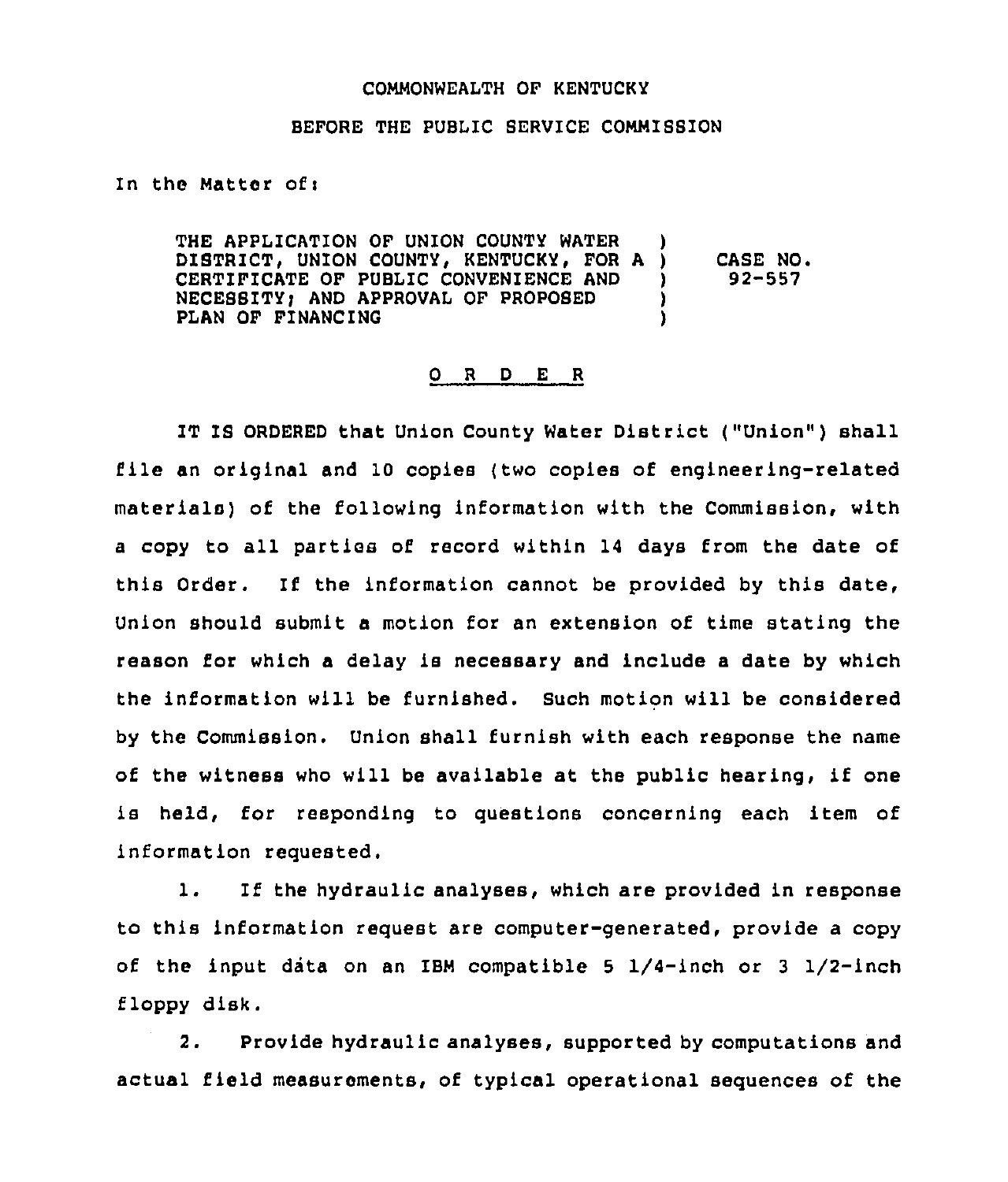COMMONWEALTH OF KENTUCKY

BEFORE THE PUBLIC SERVICE COMMISSION

In the Matter of:

| | | |
|---|---|---|
| THE APPLICATION OF UNION COUNTY WATER DISTRICT, UNION COUNTY, KENTUCKY, FOR A CERTIFICATE OF PUBLIC CONVENIENCE AND NECESSITY; AND APPROVAL OF PROPOSED PLAN OF FINANCING | ) ) ) ) ) | CASE NO. 92-557 |

## O R D E R

IT IS ORDERED that Union County Water District ("Union") shall file an original and 10 copies (two copies of engineering-related materials) of the following information with the Commission, with a copy to all parties of record within 14 days from the date of this Order. If the information cannot be provided by this date, Union should submit a motion for an extension of time stating the reason for which a delay is necessary and include a date by which the information will be furnished. Such motion will be considered by the Commission. Union shall furnish with each response the name of the witness who will be available at the public hearing, if one is held, for responding to questions concerning each item of information requested.

1. If the hydraulic analyses, which are provided in response to this information request are computer-generated, provide a copy of the input data on an IBM compatible 5 1/4-inch or 3 1/2-inch floppy disk.

2. Provide hydraulic analyses, supported by computations and actual field measurements, of typical operational sequences of the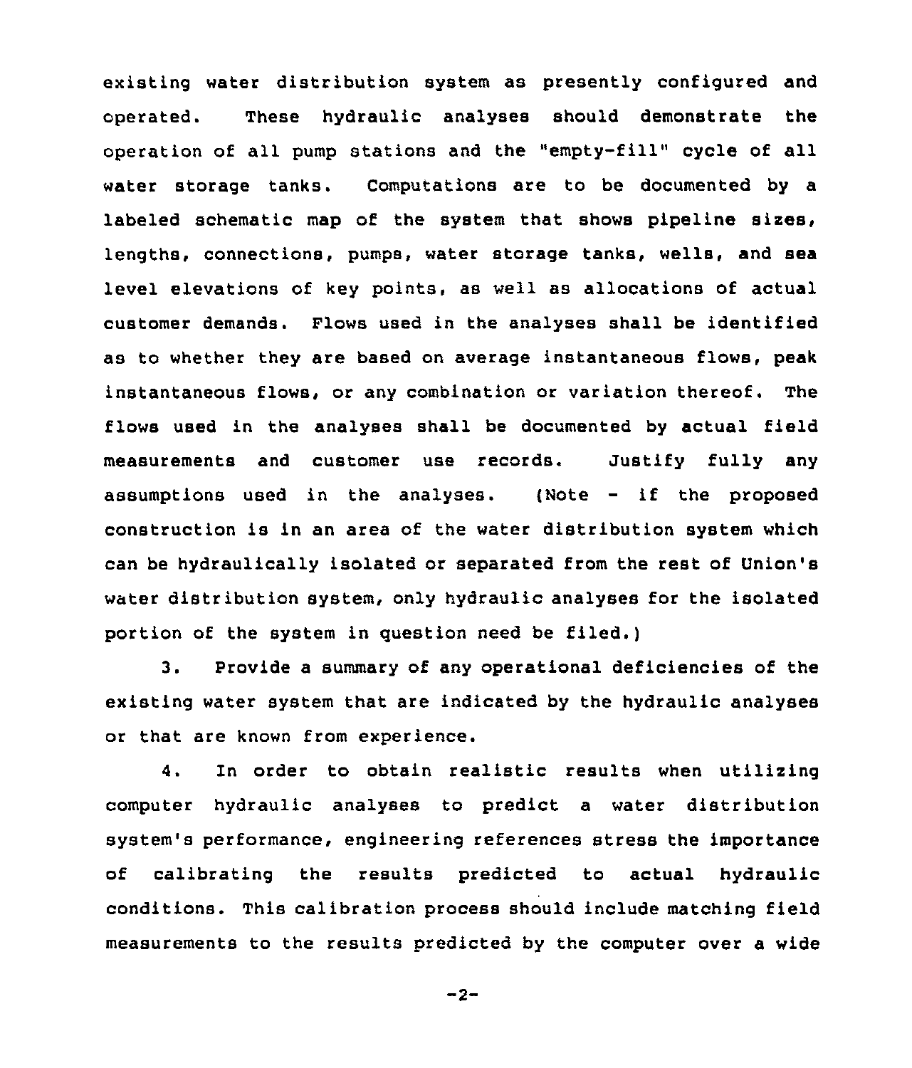existing water distribution system as presently configured and operated. These hydraulic analyses should demonstrate the operation of all pump stations and the "empty-fill" cycle of all water storage tanks. Computations are to be documented by a labeled schematic map of the system that shows pipeline sizes, lengths, connections, pumps, water storage tanks, wells, and sea level elevations of key points, as well as allocations of actual customer demands. Flows used in the analyses shall be identified as to whether they are based on average instantaneous flows, peak instantaneous flows, or any combination or variation thereof. The flows used in the analyses shall be documented by actual field measurements and customer use records. Justify fully any assumptions used in the analyses. (Note - if the proposed construction is in an area of the water distribution system which can be hydraulically isolated or separated from the rest of Union's water distribution system, only hydraulic analyses for the isolated portion of the system in question need be filed.)

3. Provide a summary of any operational deficiencies of the existing water system that are indicated by the hydraulic analyses or that are known from experience.

4. In order to obtain realistic results when utilizing computer hydraulic analyses to predict a water distribution system's performance, engineering references stress the importance of calibrating the results predicted to actual hydraulic conditions. This calibration process should include matching field measurements to the results predicted by the computer over a wide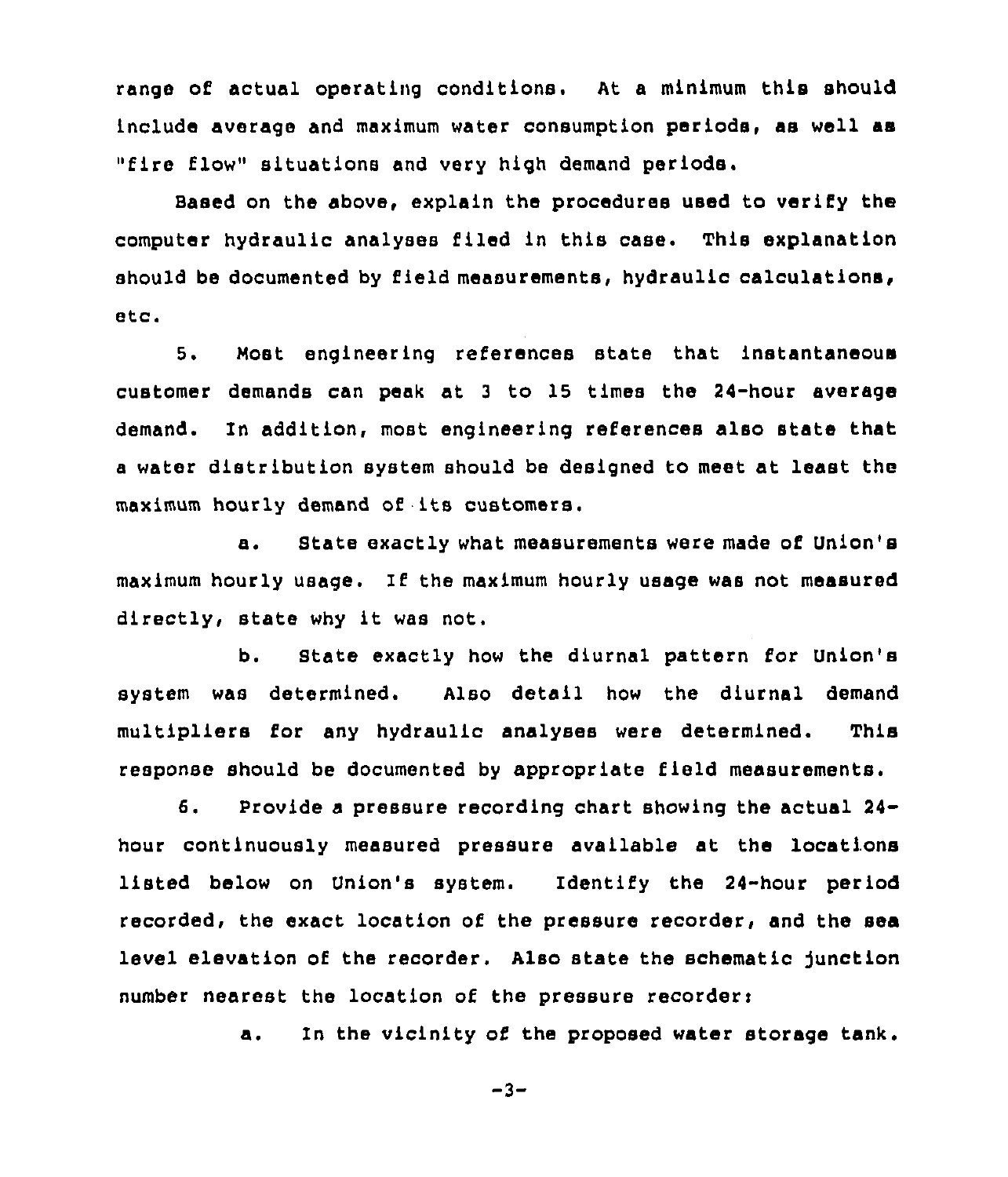range of actual operating conditions. At a minimum this should include average and maximum water consumption periods, as well as "fire flow" situations and very high demand periods.

Based on the above, explain the procedures used to verify the computer hydraulic analyses filed in this case. This explanation should be documented by field measurements, hydraulic calculations, etc.

5. Most engineering references state that instantaneous customer demands can peak at 3 to 15 times the 24-hour average demand. In addition, most engineering references also state that a water distribution system should be designed to meet at least the maximum hourly demand of its customers.

a. State exactly what measurements were made of Union's maximum hourly usage. If the maximum hourly usage was not measured directly, state why it was not.

b. State exactly how the diurnal pattern for Union's system was determined. Also detail how the diurnal demand multipliers for any hydraulic analyses were determined. This response should be documented by appropriate field measurements.

6. Provide a pressure recording chart showing the actual 24-hour continuously measured pressure available at the locations listed below on Union's system. Identify the 24-hour period recorded, the exact location of the pressure recorder, and the sea level elevation of the recorder. Also state the schematic junction number nearest the location of the pressure recorder:

a. In the vicinity of the proposed water storage tank.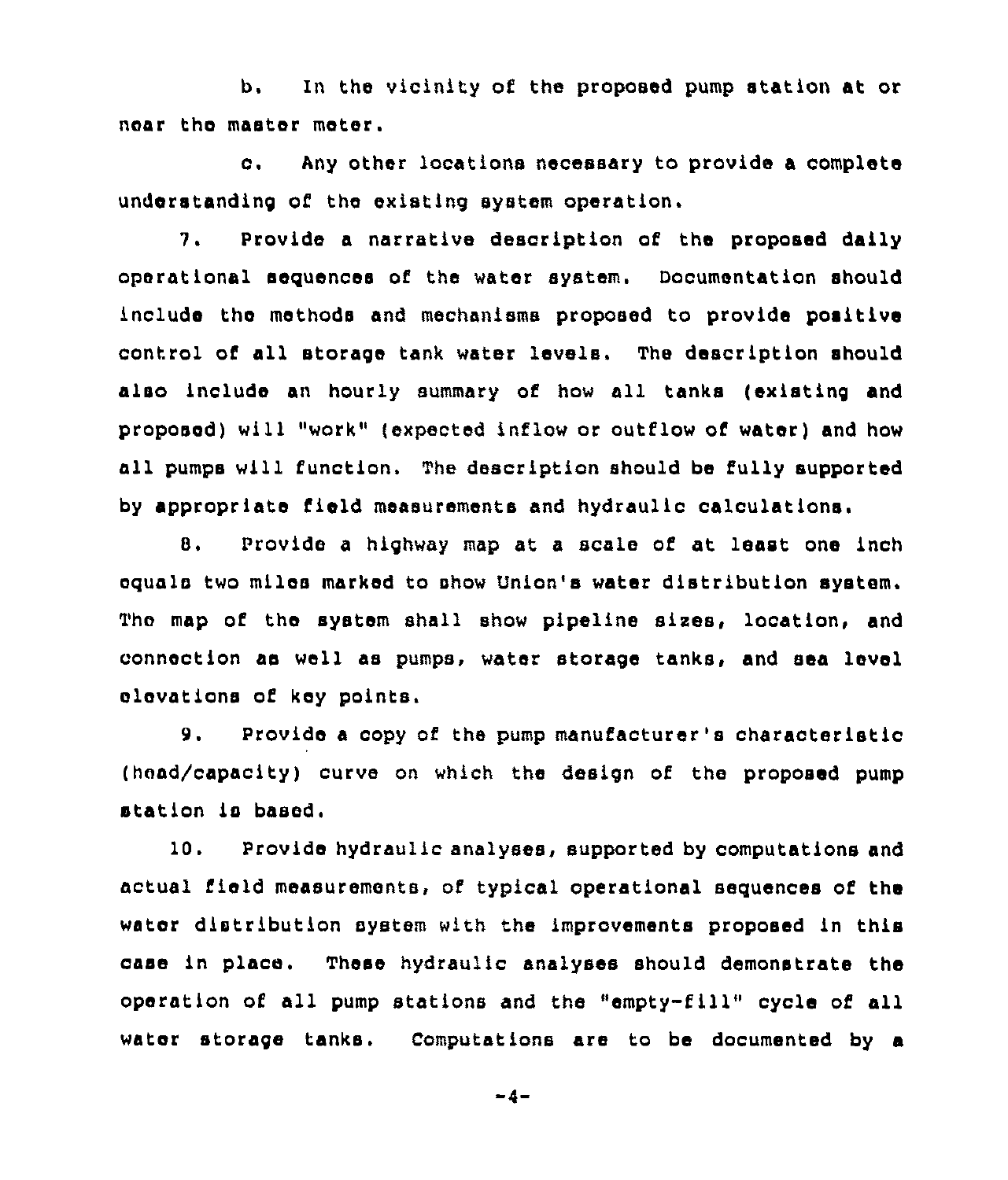b. In the vicinity of the proposed pump station at or near the master meter.

c. Any other locations necessary to provide a complete understanding of the existing system operation.

7. Provide a narrative description of the proposed daily operational sequences of the water system. Documentation should include the methods and mechanisms proposed to provide positive control of all storage tank water levels. The description should also include an hourly summary of how all tanks (existing and proposed) will "work" (expected inflow or outflow of water) and how all pumps will function. The description should be fully supported by appropriate field measurements and hydraulic calculations.

8. Provide a highway map at a scale of at least one inch equals two miles marked to show Union's water distribution system. The map of the system shall show pipeline sizes, location, and connection as well as pumps, water storage tanks, and sea level elevations of key points.

9. Provide a copy of the pump manufacturer's characteristic (head/capacity) curve on which the design of the proposed pump station is based.

10. Provide hydraulic analyses, supported by computations and actual field measurements, of typical operational sequences of the water distribution system with the improvements proposed in this case in place. These hydraulic analyses should demonstrate the operation of all pump stations and the "empty-fill" cycle of all water storage tanks. Computations are to be documented by a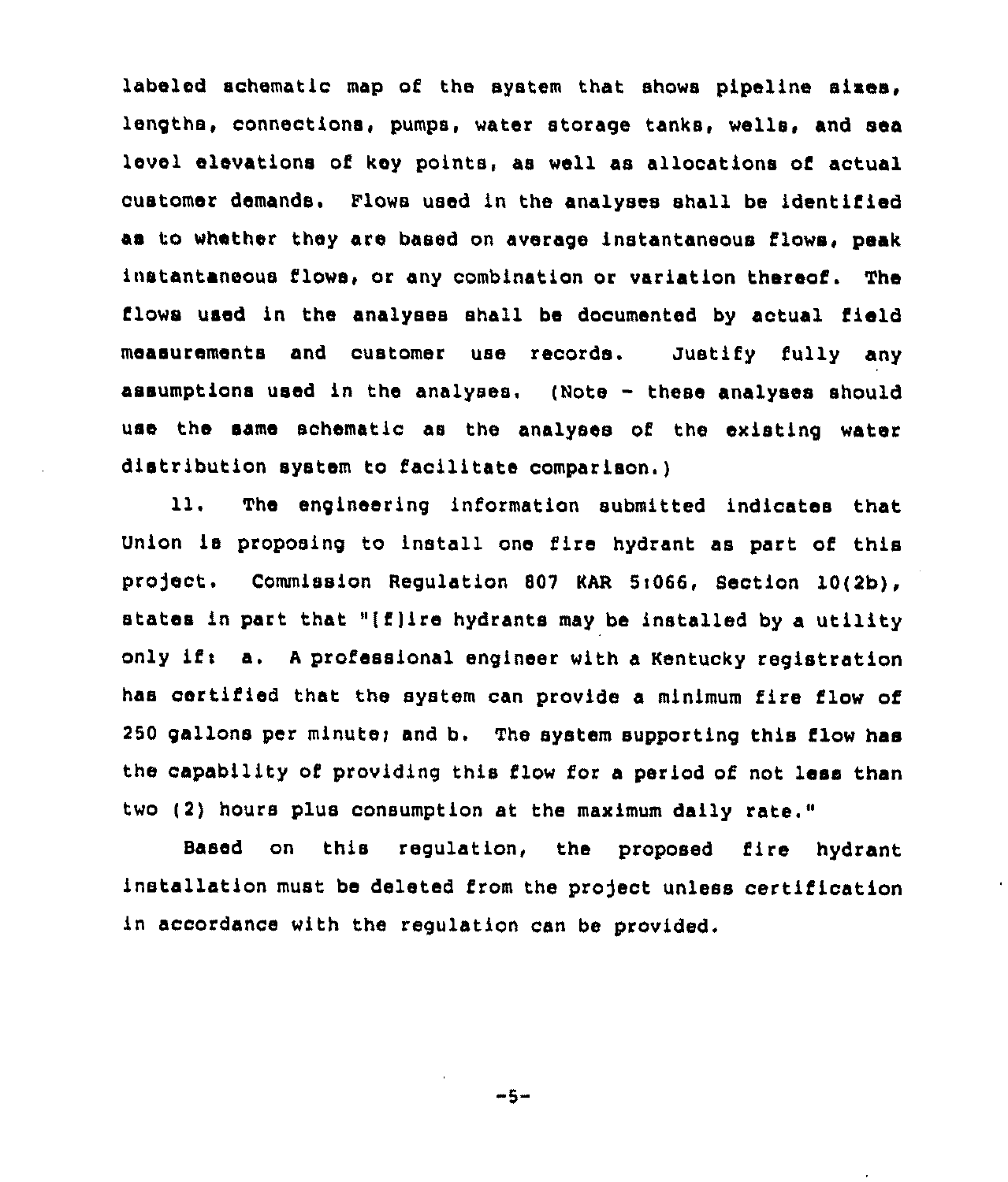labeled schematic map of the system that shows pipeline sizes, lengths, connections, pumps, water storage tanks, wells, and sea level elevations of key points, as well as allocations of actual customer demands. Flows used in the analyses shall be identified as to whether they are based on average instantaneous flows, peak instantaneous flows, or any combination or variation thereof. The flows used in the analyses shall be documented by actual field measurements and customer use records. Justify fully any assumptions used in the analyses. (Note - these analyses should use the same schematic as the analyses of the existing water distribution system to facilitate comparison.)

11. The engineering information submitted indicates that Union is proposing to install one fire hydrant as part of this project. Commission Regulation 807 KAR 5:066, Section 10(2b), states in part that "[f]ire hydrants may be installed by a utility only if: a. A professional engineer with a Kentucky registration has certified that the system can provide a minimum fire flow of 250 gallons per minute; and b. The system supporting this flow has the capability of providing this flow for a period of not less than two (2) hours plus consumption at the maximum daily rate."

Based on this regulation, the proposed fire hydrant installation must be deleted from the project unless certification in accordance with the regulation can be provided.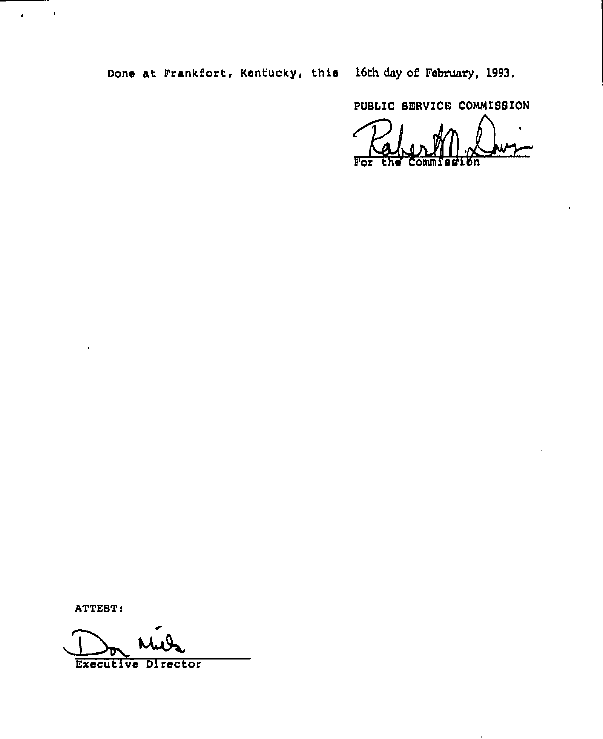Done at Frankfort, Kentucky, this 16th day of February, 1993.

PUBLIC SERVICE COMMISSION

For the Commission

ATTEST:

Executive Director